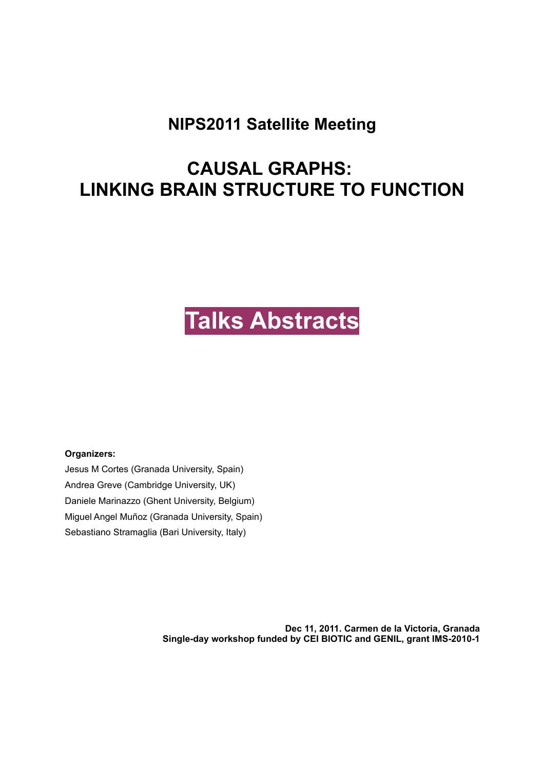## NIPS2011 Satellite Meeting

# CAUSAL GRAPHS: LINKING BRAIN STRUCTURE TO FUNCTION

# Talks Abstracts

**Organizers:**

Jesus M Cortes (Granada University, Spain)

Andrea Greve (Cambridge University, UK)

Daniele Marinazzo (Ghent University, Belgium)

Miguel Angel Muñoz (Granada University, Spain)

Sebastiano Stramaglia (Bari University, Italy)

**Dec 11, 2011. Carmen de la Victoria, Granada**
**Single-day workshop funded by CEI BIOTIC and GENIL, grant IMS-2010-1**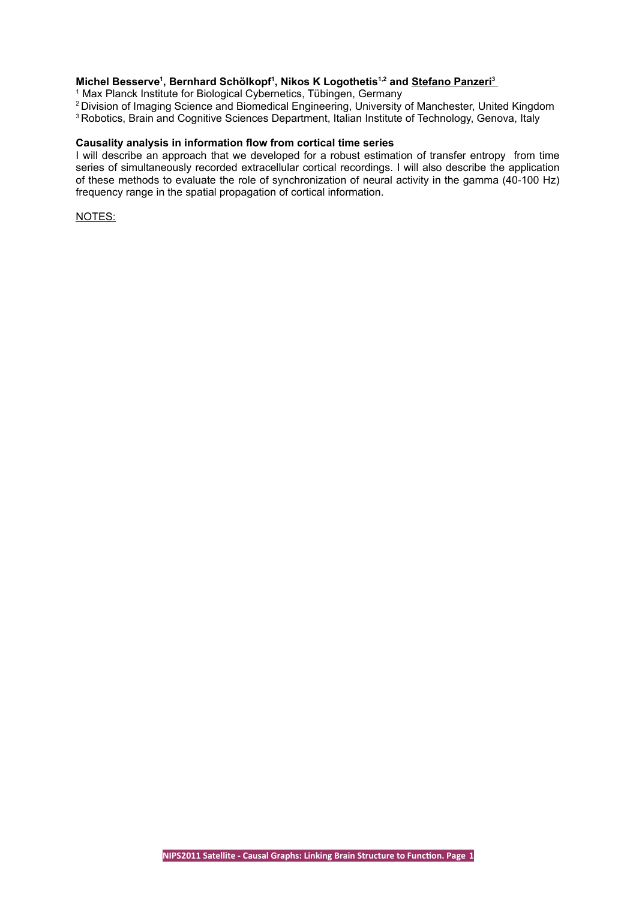**Michel Besserve[1], Bernhard Schölkopf[1], Nikos K Logothetis[1,2] and <u>Stefano Panzeri[3]</u>**

[1] Max Planck Institute for Biological Cybernetics, Tübingen, Germany
[2] Division of Imaging Science and Biomedical Engineering, University of Manchester, United Kingdom
[3] Robotics, Brain and Cognitive Sciences Department, Italian Institute of Technology, Genova, Italy

**Causality analysis in information flow from cortical time series**

I will describe an approach that we developed for a robust estimation of transfer entropy from time series of simultaneously recorded extracellular cortical recordings. I will also describe the application of these methods to evaluate the role of synchronization of neural activity in the gamma (40-100 Hz) frequency range in the spatial propagation of cortical information.

<u>NOTES:</u>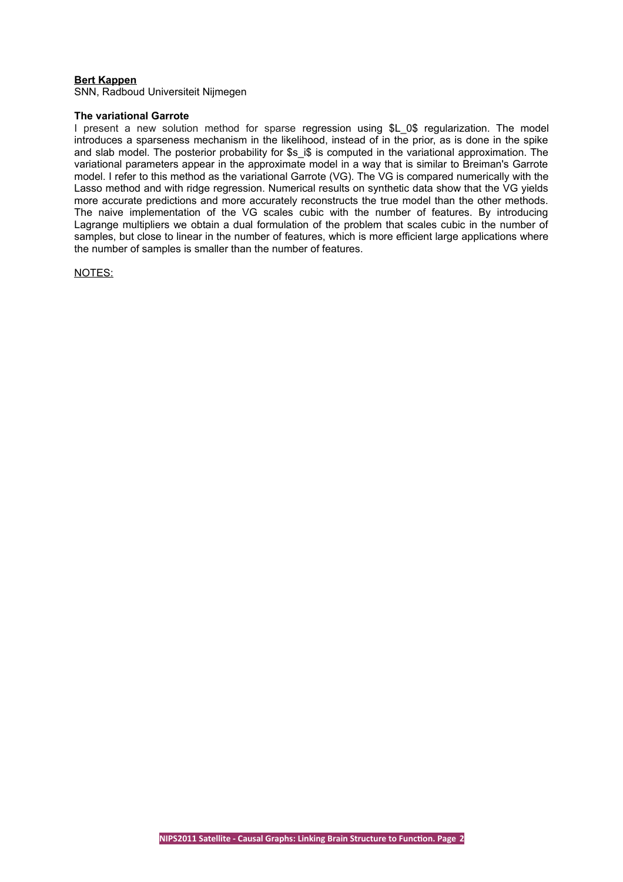**Bert Kappen**

SNN, Radboud Universiteit Nijmegen

**The variational Garrote**

I present a new solution method for sparse regression using $L_0$ regularization. The model introduces a sparseness mechanism in the likelihood, instead of in the prior, as is done in the spike and slab model. The posterior probability for $s_i$ is computed in the variational approximation. The variational parameters appear in the approximate model in a way that is similar to Breiman's Garrote model. I refer to this method as the variational Garrote (VG). The VG is compared numerically with the Lasso method and with ridge regression. Numerical results on synthetic data show that the VG yields more accurate predictions and more accurately reconstructs the true model than the other methods. The naive implementation of the VG scales cubic with the number of features. By introducing Lagrange multipliers we obtain a dual formulation of the problem that scales cubic in the number of samples, but close to linear in the number of features, which is more efficient large applications where the number of samples is smaller than the number of features.

NOTES: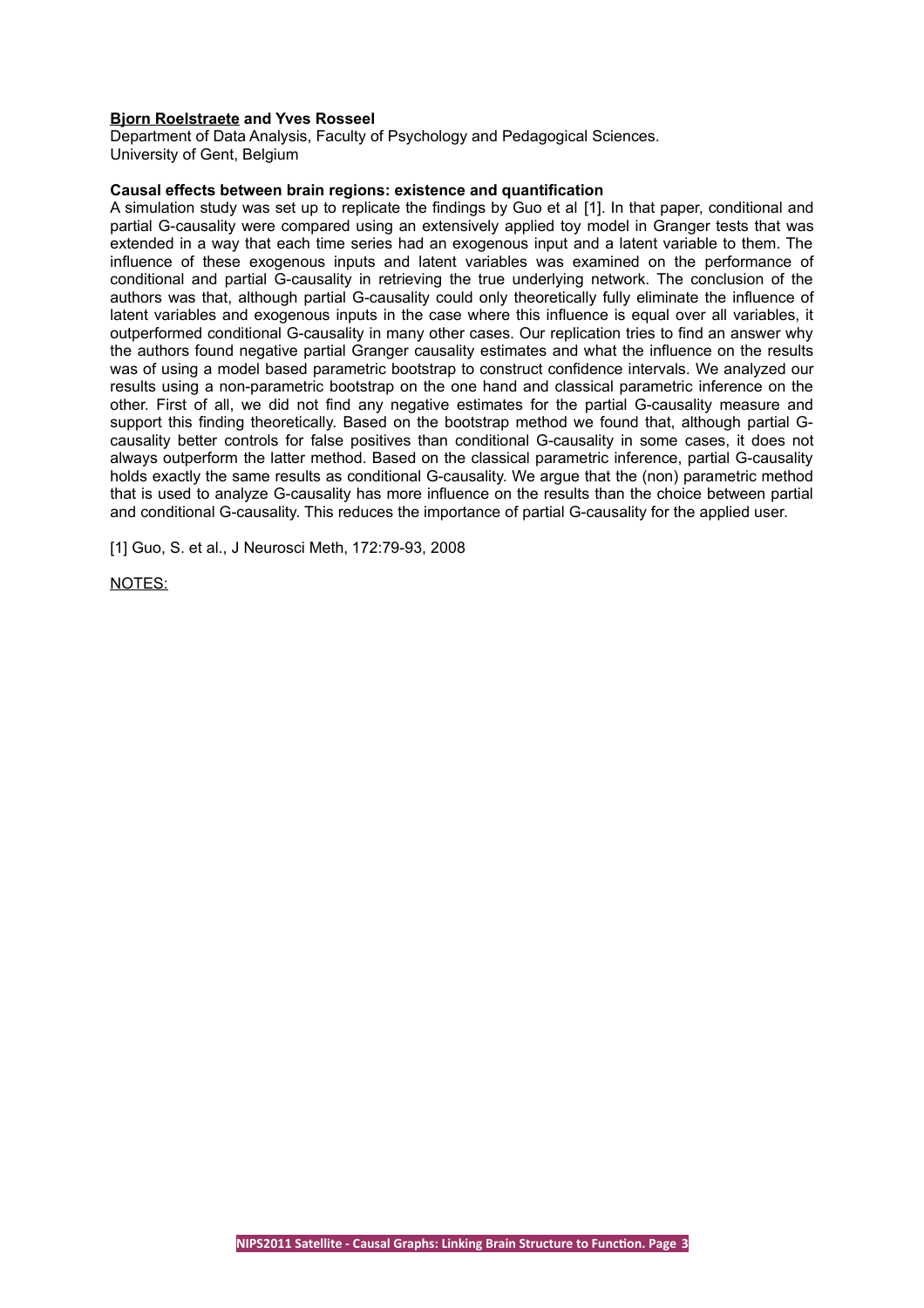**<u>Bjorn Roelstraete</u> and Yves Rosseel**
Department of Data Analysis, Faculty of Psychology and Pedagogical Sciences.
University of Gent, Belgium

**Causal effects between brain regions: existence and quantification**

A simulation study was set up to replicate the findings by Guo et al [1]. In that paper, conditional and partial G-causality were compared using an extensively applied toy model in Granger tests that was extended in a way that each time series had an exogenous input and a latent variable to them. The influence of these exogenous inputs and latent variables was examined on the performance of conditional and partial G-causality in retrieving the true underlying network. The conclusion of the authors was that, although partial G-causality could only theoretically fully eliminate the influence of latent variables and exogenous inputs in the case where this influence is equal over all variables, it outperformed conditional G-causality in many other cases. Our replication tries to find an answer why the authors found negative partial Granger causality estimates and what the influence on the results was of using a model based parametric bootstrap to construct confidence intervals. We analyzed our results using a non-parametric bootstrap on the one hand and classical parametric inference on the other. First of all, we did not find any negative estimates for the partial G-causality measure and support this finding theoretically. Based on the bootstrap method we found that, although partial G-causality better controls for false positives than conditional G-causality in some cases, it does not always outperform the latter method. Based on the classical parametric inference, partial G-causality holds exactly the same results as conditional G-causality. We argue that the (non) parametric method that is used to analyze G-causality has more influence on the results than the choice between partial and conditional G-causality. This reduces the importance of partial G-causality for the applied user.

[1] Guo, S. et al., J Neurosci Meth, 172:79-93, 2008

<u>NOTES:</u>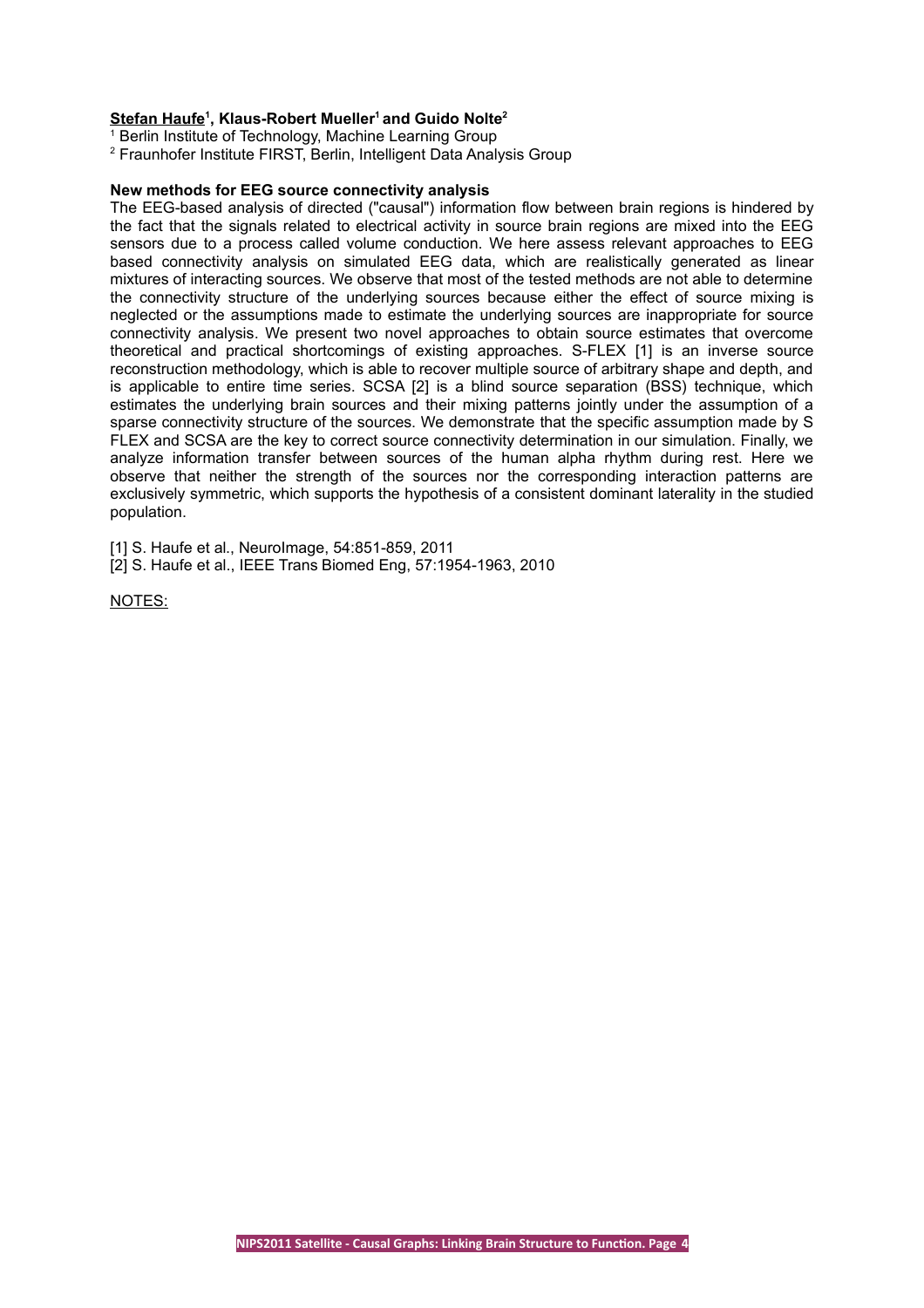**Stefan Haufe[1], Klaus-Robert Mueller[1] and Guido Nolte[2]**

[1] Berlin Institute of Technology, Machine Learning Group

[2] Fraunhofer Institute FIRST, Berlin, Intelligent Data Analysis Group

**New methods for EEG source connectivity analysis**

The EEG-based analysis of directed ("causal") information flow between brain regions is hindered by the fact that the signals related to electrical activity in source brain regions are mixed into the EEG sensors due to a process called volume conduction. We here assess relevant approaches to EEG based connectivity analysis on simulated EEG data, which are realistically generated as linear mixtures of interacting sources. We observe that most of the tested methods are not able to determine the connectivity structure of the underlying sources because either the effect of source mixing is neglected or the assumptions made to estimate the underlying sources are inappropriate for source connectivity analysis. We present two novel approaches to obtain source estimates that overcome theoretical and practical shortcomings of existing approaches. S-FLEX [1] is an inverse source reconstruction methodology, which is able to recover multiple source of arbitrary shape and depth, and is applicable to entire time series. SCSA [2] is a blind source separation (BSS) technique, which estimates the underlying brain sources and their mixing patterns jointly under the assumption of a sparse connectivity structure of the sources. We demonstrate that the specific assumption made by S FLEX and SCSA are the key to correct source connectivity determination in our simulation. Finally, we analyze information transfer between sources of the human alpha rhythm during rest. Here we observe that neither the strength of the sources nor the corresponding interaction patterns are exclusively symmetric, which supports the hypothesis of a consistent dominant laterality in the studied population.

[1] S. Haufe et al., NeuroImage, 54:851-859, 2011

[2] S. Haufe et al., IEEE Trans Biomed Eng, 57:1954-1963, 2010

NOTES: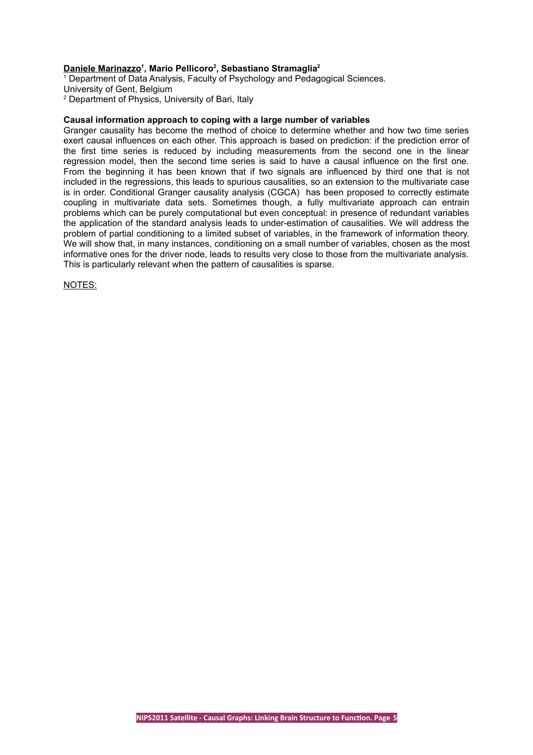**Daniele Marinazzo[1], Mario Pellicoro[2], Sebastiano Stramaglia[2]**

[1] Department of Data Analysis, Faculty of Psychology and Pedagogical Sciences.
University of Gent, Belgium
[2] Department of Physics, University of Bari, Italy

**Causal information approach to coping with a large number of variables**

Granger causality has become the method of choice to determine whether and how two time series exert causal influences on each other. This approach is based on prediction: if the prediction error of the first time series is reduced by including measurements from the second one in the linear regression model, then the second time series is said to have a causal influence on the first one. From the beginning it has been known that if two signals are influenced by third one that is not included in the regressions, this leads to spurious causalities, so an extension to the multivariate case is in order. Conditional Granger causality analysis (CGCA) has been proposed to correctly estimate coupling in multivariate data sets. Sometimes though, a fully multivariate approach can entrain problems which can be purely computational but even conceptual: in presence of redundant variables the application of the standard analysis leads to under-estimation of causalities. We will address the problem of partial conditioning to a limited subset of variables, in the framework of information theory. We will show that, in many instances, conditioning on a small number of variables, chosen as the most informative ones for the driver node, leads to results very close to those from the multivariate analysis. This is particularly relevant when the pattern of causalities is sparse.

NOTES: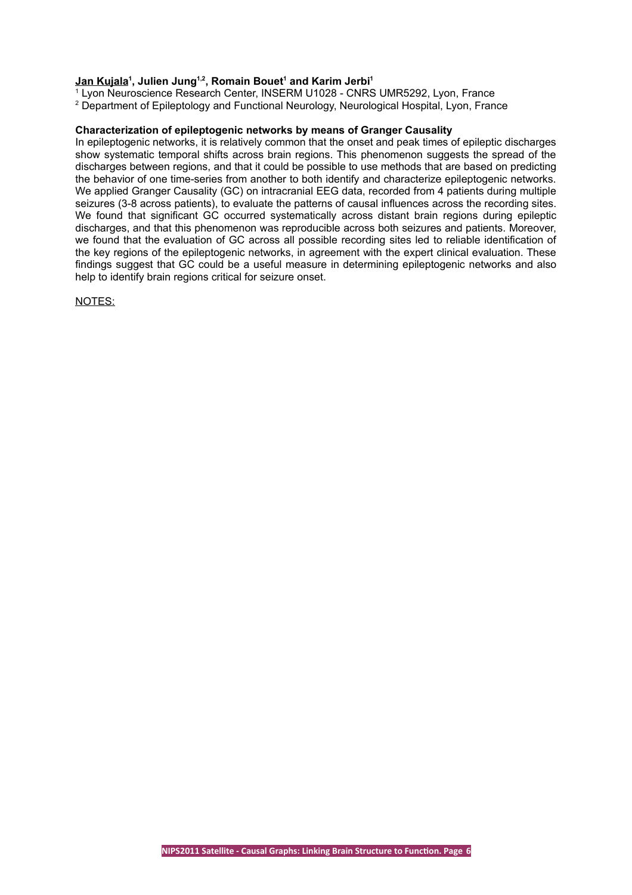**Jan Kujala[1], Julien Jung[1,2], Romain Bouet[1] and Karim Jerbi[1]**

[1] Lyon Neuroscience Research Center, INSERM U1028 - CNRS UMR5292, Lyon, France
[2] Department of Epileptology and Functional Neurology, Neurological Hospital, Lyon, France

**Characterization of epileptogenic networks by means of Granger Causality**

In epileptogenic networks, it is relatively common that the onset and peak times of epileptic discharges show systematic temporal shifts across brain regions. This phenomenon suggests the spread of the discharges between regions, and that it could be possible to use methods that are based on predicting the behavior of one time-series from another to both identify and characterize epileptogenic networks. We applied Granger Causality (GC) on intracranial EEG data, recorded from 4 patients during multiple seizures (3-8 across patients), to evaluate the patterns of causal influences across the recording sites. We found that significant GC occurred systematically across distant brain regions during epileptic discharges, and that this phenomenon was reproducible across both seizures and patients. Moreover, we found that the evaluation of GC across all possible recording sites led to reliable identification of the key regions of the epileptogenic networks, in agreement with the expert clinical evaluation. These findings suggest that GC could be a useful measure in determining epileptogenic networks and also help to identify brain regions critical for seizure onset.

NOTES: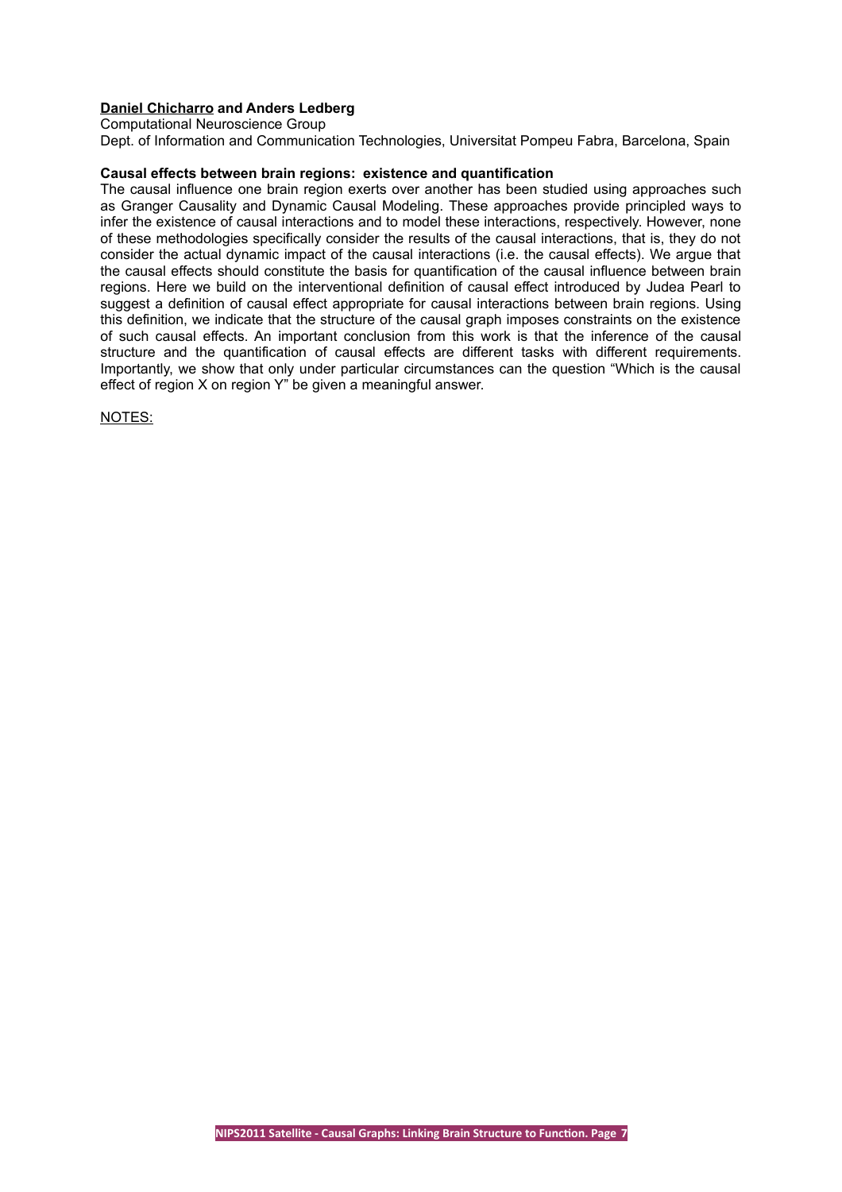**Daniel Chicharro and Anders Ledberg**

Computational Neuroscience Group

Dept. of Information and Communication Technologies, Universitat Pompeu Fabra, Barcelona, Spain

**Causal effects between brain regions: existence and quantification**

The causal influence one brain region exerts over another has been studied using approaches such as Granger Causality and Dynamic Causal Modeling. These approaches provide principled ways to infer the existence of causal interactions and to model these interactions, respectively. However, none of these methodologies specifically consider the results of the causal interactions, that is, they do not consider the actual dynamic impact of the causal interactions (i.e. the causal effects). We argue that the causal effects should constitute the basis for quantification of the causal influence between brain regions. Here we build on the interventional definition of causal effect introduced by Judea Pearl to suggest a definition of causal effect appropriate for causal interactions between brain regions. Using this definition, we indicate that the structure of the causal graph imposes constraints on the existence of such causal effects. An important conclusion from this work is that the inference of the causal structure and the quantification of causal effects are different tasks with different requirements. Importantly, we show that only under particular circumstances can the question "Which is the causal effect of region X on region Y" be given a meaningful answer.

NOTES: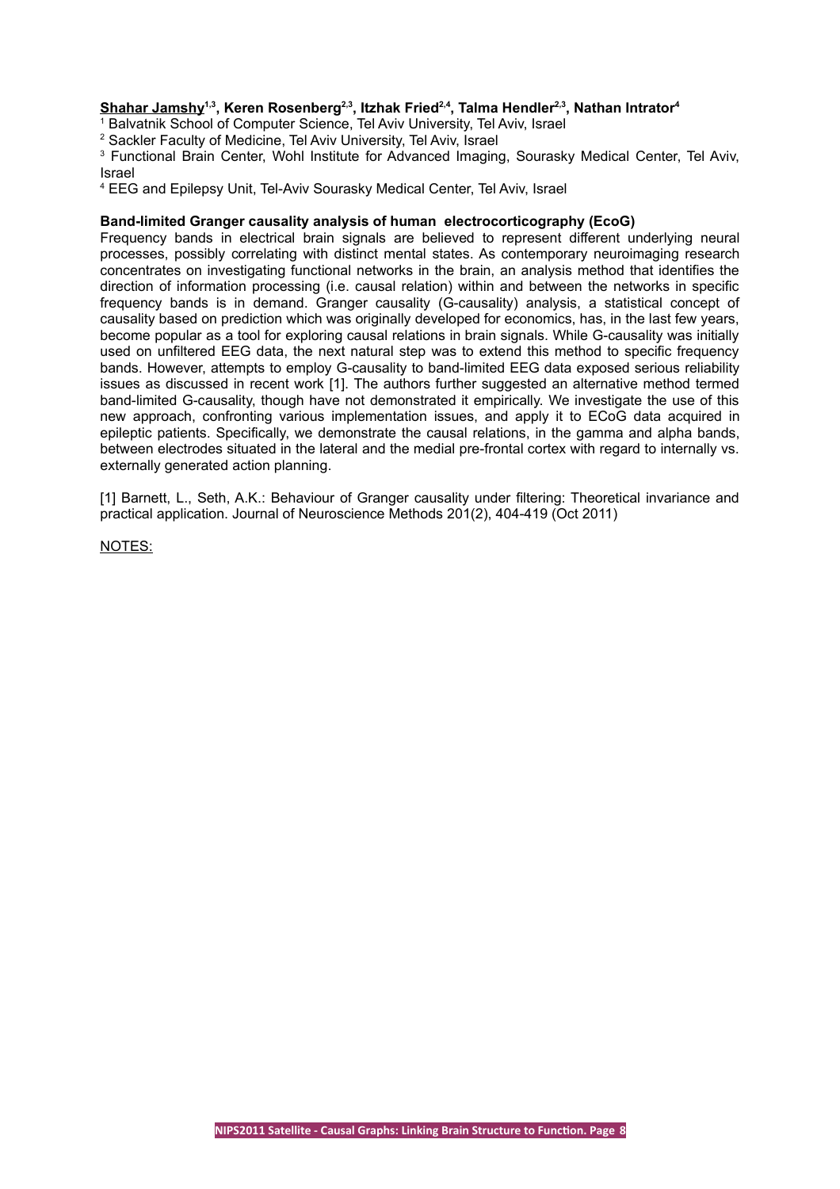**<u>Shahar Jamshy</u>[1,3], Keren Rosenberg[2,3], Itzhak Fried[2,4], Talma Hendler[2,3], Nathan Intrator[4]**

[1] Balvatnik School of Computer Science, Tel Aviv University, Tel Aviv, Israel

[2] Sackler Faculty of Medicine, Tel Aviv University, Tel Aviv, Israel

[3] Functional Brain Center, Wohl Institute for Advanced Imaging, Sourasky Medical Center, Tel Aviv, Israel

[4] EEG and Epilepsy Unit, Tel-Aviv Sourasky Medical Center, Tel Aviv, Israel

**Band-limited Granger causality analysis of human electrocorticography (EcoG)**

Frequency bands in electrical brain signals are believed to represent different underlying neural processes, possibly correlating with distinct mental states. As contemporary neuroimaging research concentrates on investigating functional networks in the brain, an analysis method that identifies the direction of information processing (i.e. causal relation) within and between the networks in specific frequency bands is in demand. Granger causality (G-causality) analysis, a statistical concept of causality based on prediction which was originally developed for economics, has, in the last few years, become popular as a tool for exploring causal relations in brain signals. While G-causality was initially used on unfiltered EEG data, the next natural step was to extend this method to specific frequency bands. However, attempts to employ G-causality to band-limited EEG data exposed serious reliability issues as discussed in recent work [1]. The authors further suggested an alternative method termed band-limited G-causality, though have not demonstrated it empirically. We investigate the use of this new approach, confronting various implementation issues, and apply it to ECoG data acquired in epileptic patients. Specifically, we demonstrate the causal relations, in the gamma and alpha bands, between electrodes situated in the lateral and the medial pre-frontal cortex with regard to internally vs. externally generated action planning.

[1] Barnett, L., Seth, A.K.: Behaviour of Granger causality under filtering: Theoretical invariance and practical application. Journal of Neuroscience Methods 201(2), 404-419 (Oct 2011)

<u>NOTES:</u>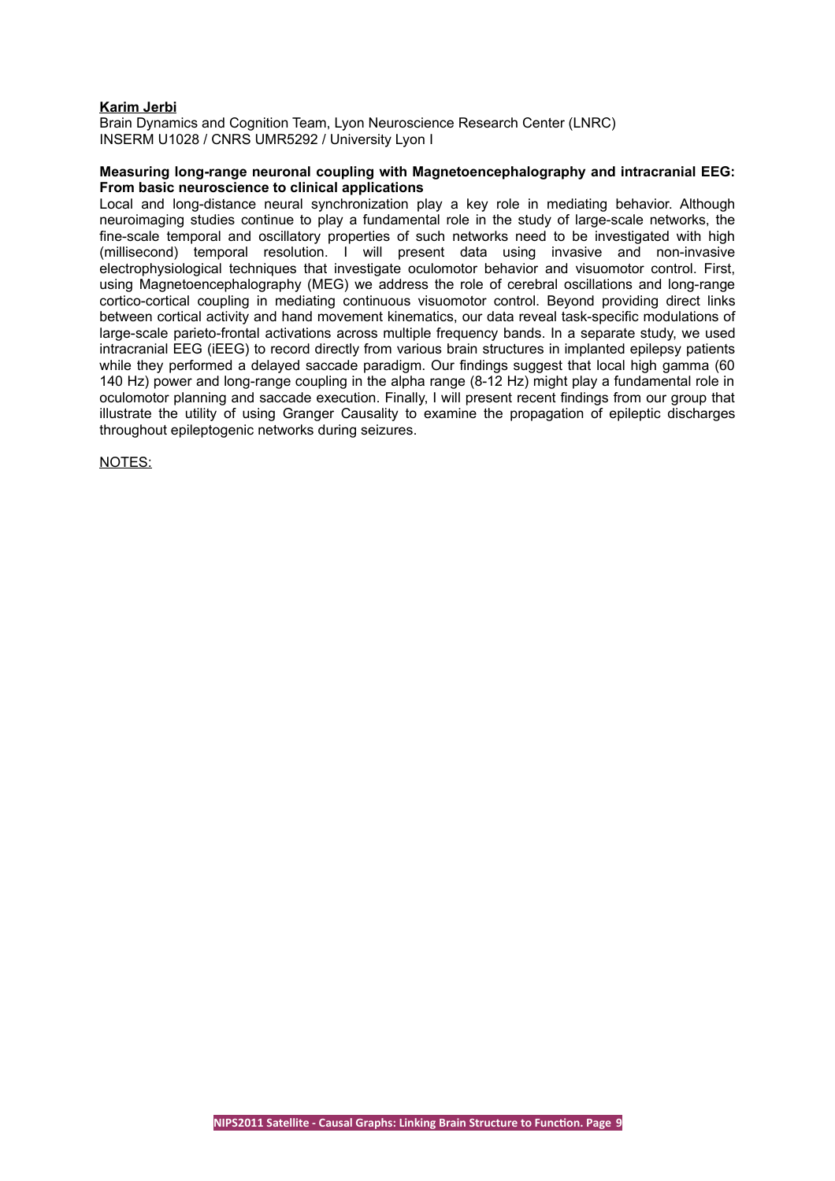**Karim Jerbi**

Brain Dynamics and Cognition Team, Lyon Neuroscience Research Center (LNRC)
INSERM U1028 / CNRS UMR5292 / University Lyon I

**Measuring long-range neuronal coupling with Magnetoencephalography and intracranial EEG: From basic neuroscience to clinical applications**

Local and long-distance neural synchronization play a key role in mediating behavior. Although neuroimaging studies continue to play a fundamental role in the study of large-scale networks, the fine-scale temporal and oscillatory properties of such networks need to be investigated with high (millisecond) temporal resolution. I will present data using invasive and non-invasive electrophysiological techniques that investigate oculomotor behavior and visuomotor control. First, using Magnetoencephalography (MEG) we address the role of cerebral oscillations and long-range cortico-cortical coupling in mediating continuous visuomotor control. Beyond providing direct links between cortical activity and hand movement kinematics, our data reveal task-specific modulations of large-scale parieto-frontal activations across multiple frequency bands. In a separate study, we used intracranial EEG (iEEG) to record directly from various brain structures in implanted epilepsy patients while they performed a delayed saccade paradigm. Our findings suggest that local high gamma (60 140 Hz) power and long-range coupling in the alpha range (8-12 Hz) might play a fundamental role in oculomotor planning and saccade execution. Finally, I will present recent findings from our group that illustrate the utility of using Granger Causality to examine the propagation of epileptic discharges throughout epileptogenic networks during seizures.

NOTES: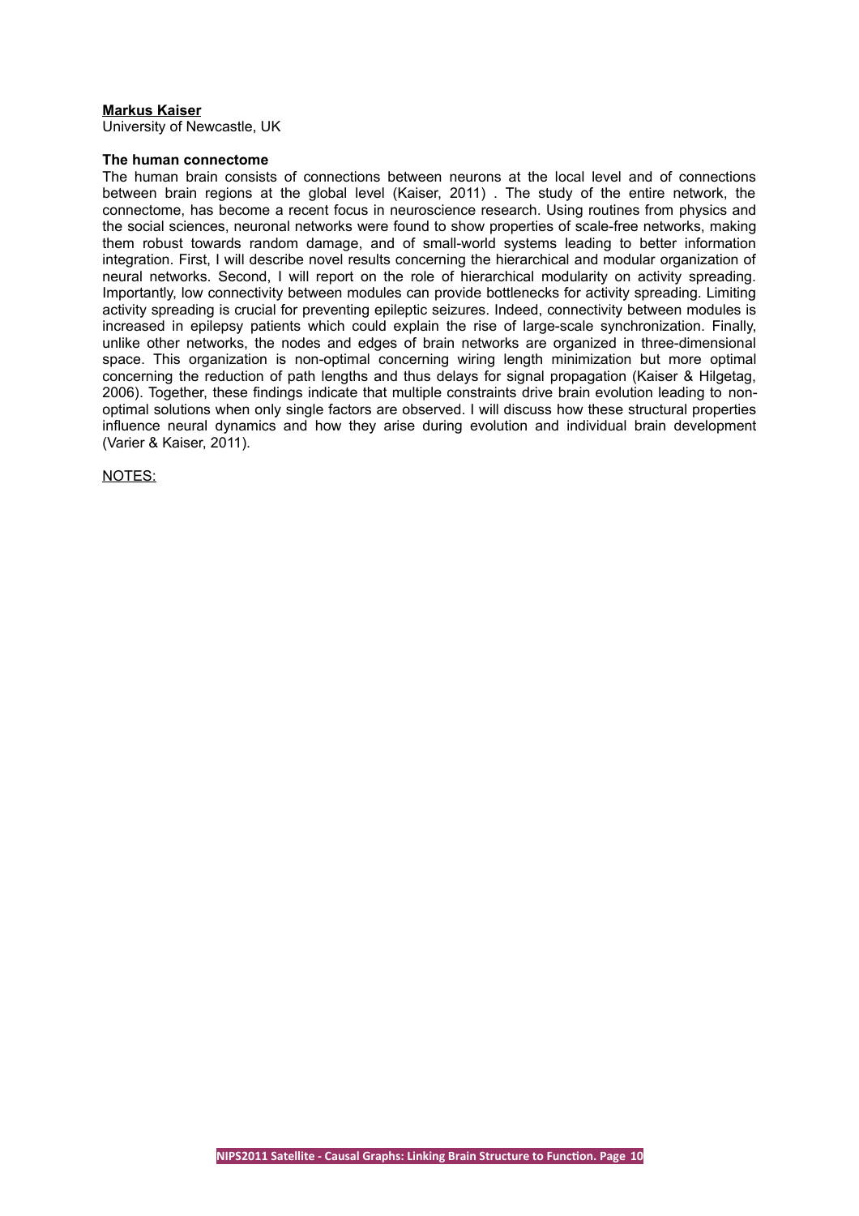**Markus Kaiser**
University of Newcastle, UK

**The human connectome**

The human brain consists of connections between neurons at the local level and of connections between brain regions at the global level (Kaiser, 2011) . The study of the entire network, the connectome, has become a recent focus in neuroscience research. Using routines from physics and the social sciences, neuronal networks were found to show properties of scale-free networks, making them robust towards random damage, and of small-world systems leading to better information integration. First, I will describe novel results concerning the hierarchical and modular organization of neural networks. Second, I will report on the role of hierarchical modularity on activity spreading. Importantly, low connectivity between modules can provide bottlenecks for activity spreading. Limiting activity spreading is crucial for preventing epileptic seizures. Indeed, connectivity between modules is increased in epilepsy patients which could explain the rise of large-scale synchronization. Finally, unlike other networks, the nodes and edges of brain networks are organized in three-dimensional space. This organization is non-optimal concerning wiring length minimization but more optimal concerning the reduction of path lengths and thus delays for signal propagation (Kaiser & Hilgetag, 2006). Together, these findings indicate that multiple constraints drive brain evolution leading to non-optimal solutions when only single factors are observed. I will discuss how these structural properties influence neural dynamics and how they arise during evolution and individual brain development (Varier & Kaiser, 2011).

NOTES: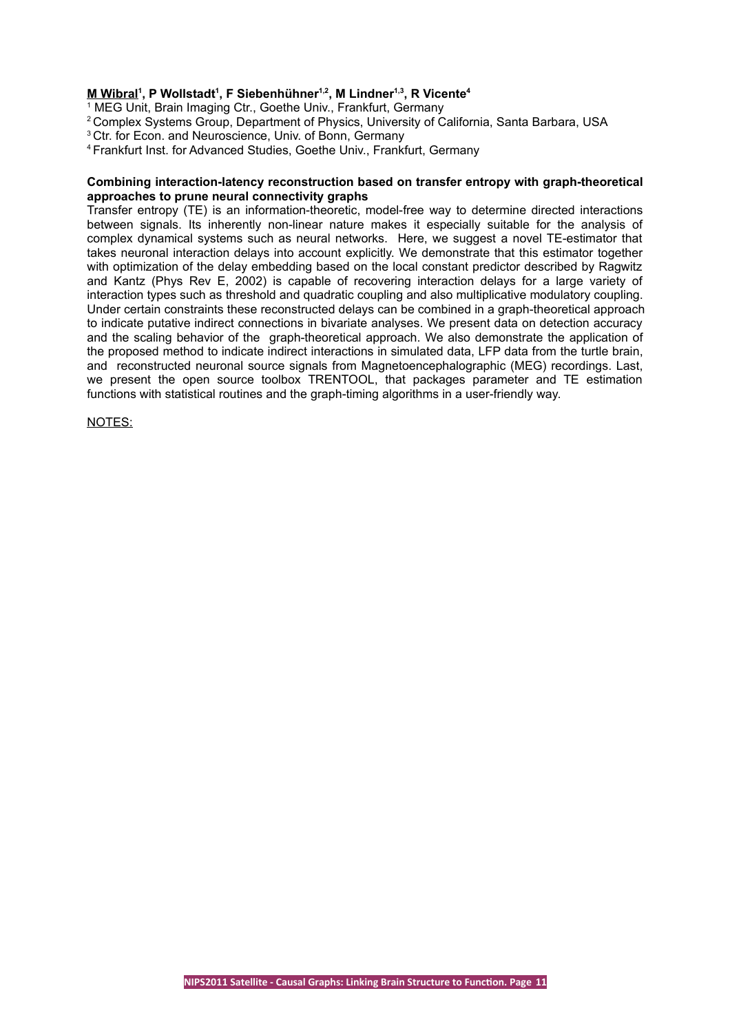**M Wibral**[1], **P Wollstadt**[1], **F Siebenhühner**[1,2], **M Lindner**[1,3], **R Vicente**[4]

[1] MEG Unit, Brain Imaging Ctr., Goethe Univ., Frankfurt, Germany
[2] Complex Systems Group, Department of Physics, University of California, Santa Barbara, USA
[3] Ctr. for Econ. and Neuroscience, Univ. of Bonn, Germany
[4] Frankfurt Inst. for Advanced Studies, Goethe Univ., Frankfurt, Germany

**Combining interaction-latency reconstruction based on transfer entropy with graph-theoretical approaches to prune neural connectivity graphs**

Transfer entropy (TE) is an information-theoretic, model-free way to determine directed interactions between signals. Its inherently non-linear nature makes it especially suitable for the analysis of complex dynamical systems such as neural networks. Here, we suggest a novel TE-estimator that takes neuronal interaction delays into account explicitly. We demonstrate that this estimator together with optimization of the delay embedding based on the local constant predictor described by Ragwitz and Kantz (Phys Rev E, 2002) is capable of recovering interaction delays for a large variety of interaction types such as threshold and quadratic coupling and also multiplicative modulatory coupling. Under certain constraints these reconstructed delays can be combined in a graph-theoretical approach to indicate putative indirect connections in bivariate analyses. We present data on detection accuracy and the scaling behavior of the graph-theoretical approach. We also demonstrate the application of the proposed method to indicate indirect interactions in simulated data, LFP data from the turtle brain, and reconstructed neuronal source signals from Magnetoencephalographic (MEG) recordings. Last, we present the open source toolbox TRENTOOL, that packages parameter and TE estimation functions with statistical routines and the graph-timing algorithms in a user-friendly way.

NOTES: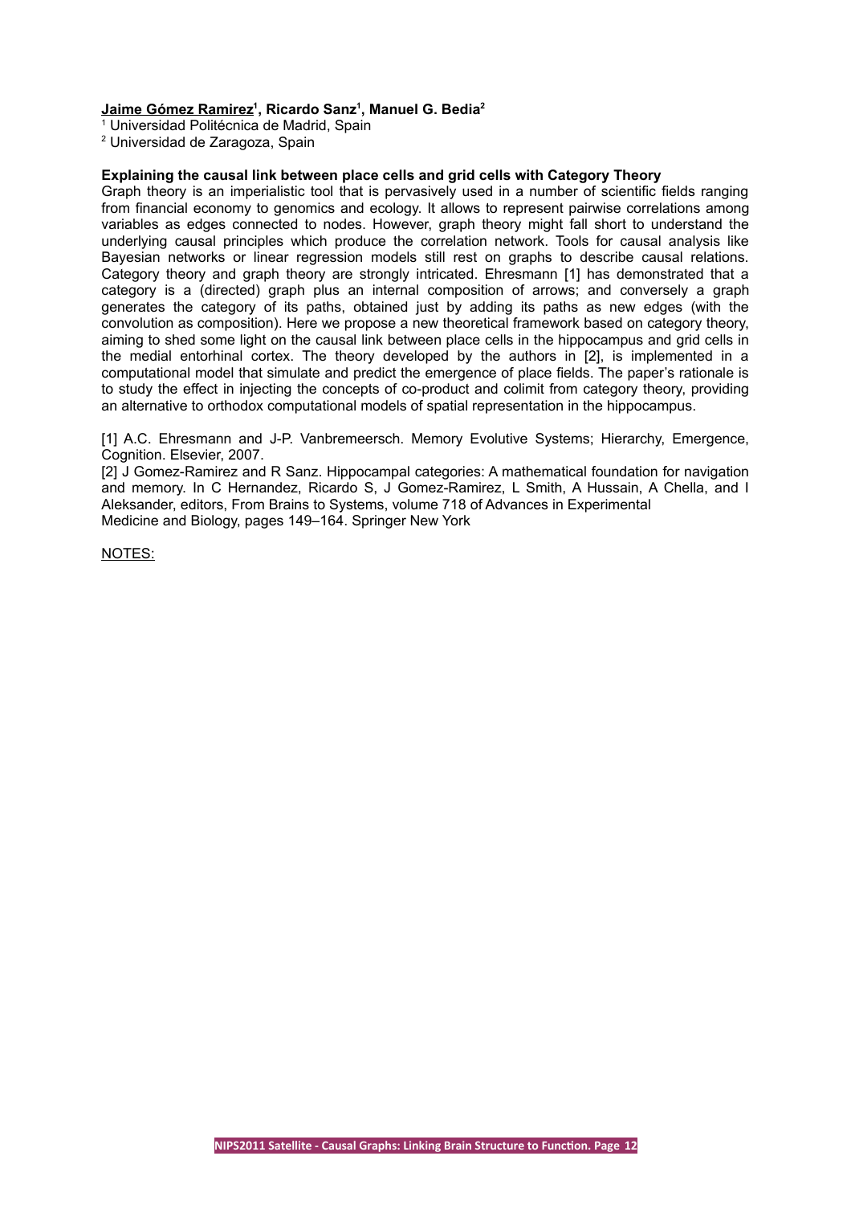**Jaime Gómez Ramirez[1], Ricardo Sanz[1], Manuel G. Bedia[2]**

[1] Universidad Politécnica de Madrid, Spain

[2] Universidad de Zaragoza, Spain

**Explaining the causal link between place cells and grid cells with Category Theory**

Graph theory is an imperialistic tool that is pervasively used in a number of scientific fields ranging from financial economy to genomics and ecology. It allows to represent pairwise correlations among variables as edges connected to nodes. However, graph theory might fall short to understand the underlying causal principles which produce the correlation network. Tools for causal analysis like Bayesian networks or linear regression models still rest on graphs to describe causal relations. Category theory and graph theory are strongly intricated. Ehresmann [1] has demonstrated that a category is a (directed) graph plus an internal composition of arrows; and conversely a graph generates the category of its paths, obtained just by adding its paths as new edges (with the convolution as composition). Here we propose a new theoretical framework based on category theory, aiming to shed some light on the causal link between place cells in the hippocampus and grid cells in the medial entorhinal cortex. The theory developed by the authors in [2], is implemented in a computational model that simulate and predict the emergence of place fields. The paper's rationale is to study the effect in injecting the concepts of co-product and colimit from category theory, providing an alternative to orthodox computational models of spatial representation in the hippocampus.

[1] A.C. Ehresmann and J-P. Vanbremeersch. Memory Evolutive Systems; Hierarchy, Emergence, Cognition. Elsevier, 2007.

[2] J Gomez-Ramirez and R Sanz. Hippocampal categories: A mathematical foundation for navigation and memory. In C Hernandez, Ricardo S, J Gomez-Ramirez, L Smith, A Hussain, A Chella, and I Aleksander, editors, From Brains to Systems, volume 718 of Advances in Experimental Medicine and Biology, pages 149–164. Springer New York

NOTES: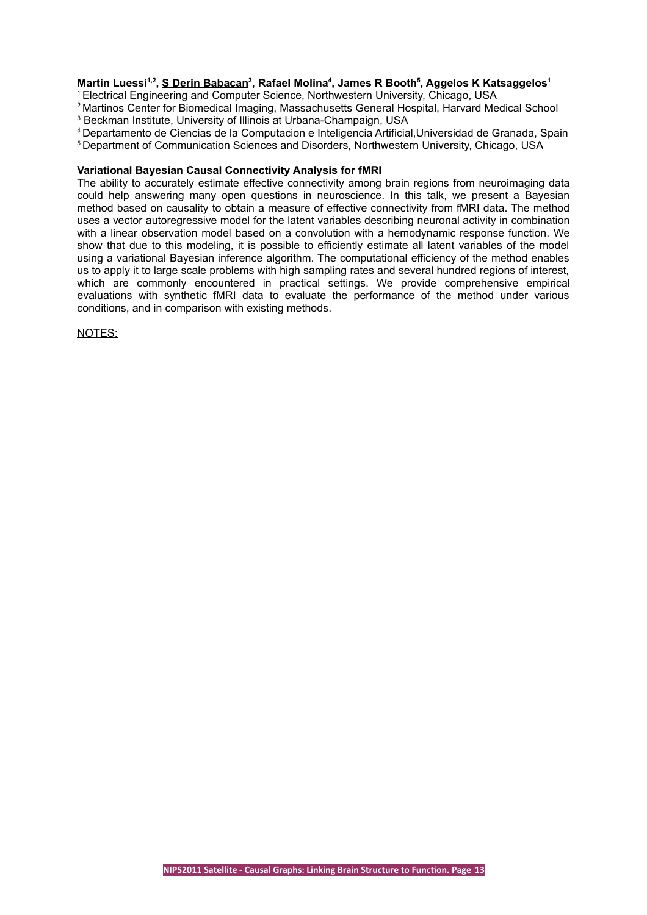**Martin Luessi[1,2], <u>S Derin Babacan</u>[3], Rafael Molina[4], James R Booth[5], Aggelos K Katsaggelos[1]**

[1] Electrical Engineering and Computer Science, Northwestern University, Chicago, USA
[2] Martinos Center for Biomedical Imaging, Massachusetts General Hospital, Harvard Medical School
[3] Beckman Institute, University of Illinois at Urbana-Champaign, USA
[4] Departamento de Ciencias de la Computacion e Inteligencia Artificial,Universidad de Granada, Spain
[5] Department of Communication Sciences and Disorders, Northwestern University, Chicago, USA

**Variational Bayesian Causal Connectivity Analysis for fMRI**

The ability to accurately estimate effective connectivity among brain regions from neuroimaging data could help answering many open questions in neuroscience. In this talk, we present a Bayesian method based on causality to obtain a measure of effective connectivity from fMRI data. The method uses a vector autoregressive model for the latent variables describing neuronal activity in combination with a linear observation model based on a convolution with a hemodynamic response function. We show that due to this modeling, it is possible to efficiently estimate all latent variables of the model using a variational Bayesian inference algorithm. The computational efficiency of the method enables us to apply it to large scale problems with high sampling rates and several hundred regions of interest, which are commonly encountered in practical settings. We provide comprehensive empirical evaluations with synthetic fMRI data to evaluate the performance of the method under various conditions, and in comparison with existing methods.

<u>NOTES:</u>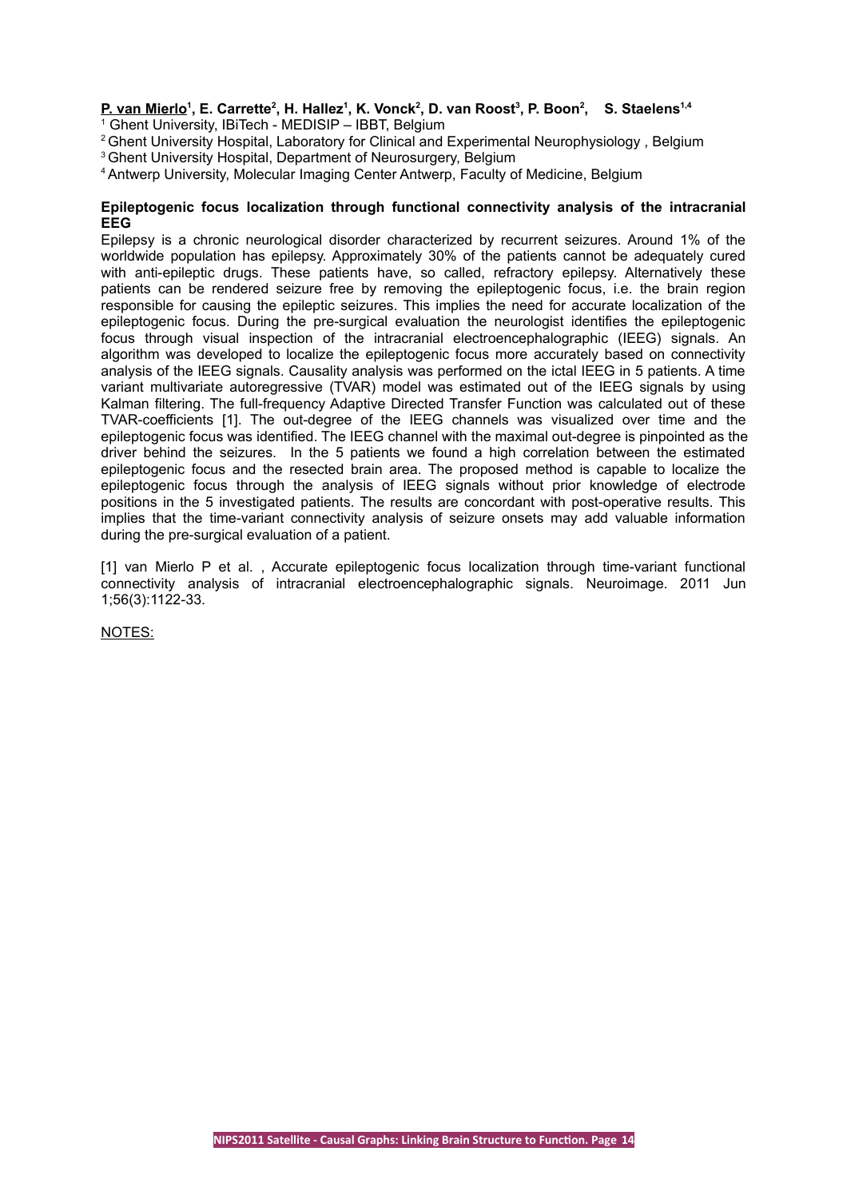**P. van Mierlo[1], E. Carrette[2], H. Hallez[1], K. Vonck[2], D. van Roost[3], P. Boon[2], S. Staelens[1,4]**

[1] Ghent University, IBiTech - MEDISIP – IBBT, Belgium

[2] Ghent University Hospital, Laboratory for Clinical and Experimental Neurophysiology , Belgium

[3] Ghent University Hospital, Department of Neurosurgery, Belgium

[4] Antwerp University, Molecular Imaging Center Antwerp, Faculty of Medicine, Belgium

**Epileptogenic focus localization through functional connectivity analysis of the intracranial EEG**

Epilepsy is a chronic neurological disorder characterized by recurrent seizures. Around 1% of the worldwide population has epilepsy. Approximately 30% of the patients cannot be adequately cured with anti-epileptic drugs. These patients have, so called, refractory epilepsy. Alternatively these patients can be rendered seizure free by removing the epileptogenic focus, i.e. the brain region responsible for causing the epileptic seizures. This implies the need for accurate localization of the epileptogenic focus. During the pre-surgical evaluation the neurologist identifies the epileptogenic focus through visual inspection of the intracranial electroencephalographic (IEEG) signals. An algorithm was developed to localize the epileptogenic focus more accurately based on connectivity analysis of the IEEG signals. Causality analysis was performed on the ictal IEEG in 5 patients. A time variant multivariate autoregressive (TVAR) model was estimated out of the IEEG signals by using Kalman filtering. The full-frequency Adaptive Directed Transfer Function was calculated out of these TVAR-coefficients [1]. The out-degree of the IEEG channels was visualized over time and the epileptogenic focus was identified. The IEEG channel with the maximal out-degree is pinpointed as the driver behind the seizures. In the 5 patients we found a high correlation between the estimated epileptogenic focus and the resected brain area. The proposed method is capable to localize the epileptogenic focus through the analysis of IEEG signals without prior knowledge of electrode positions in the 5 investigated patients. The results are concordant with post-operative results. This implies that the time-variant connectivity analysis of seizure onsets may add valuable information during the pre-surgical evaluation of a patient.

[1] van Mierlo P et al. , Accurate epileptogenic focus localization through time-variant functional connectivity analysis of intracranial electroencephalographic signals. Neuroimage. 2011 Jun 1;56(3):1122-33.

NOTES: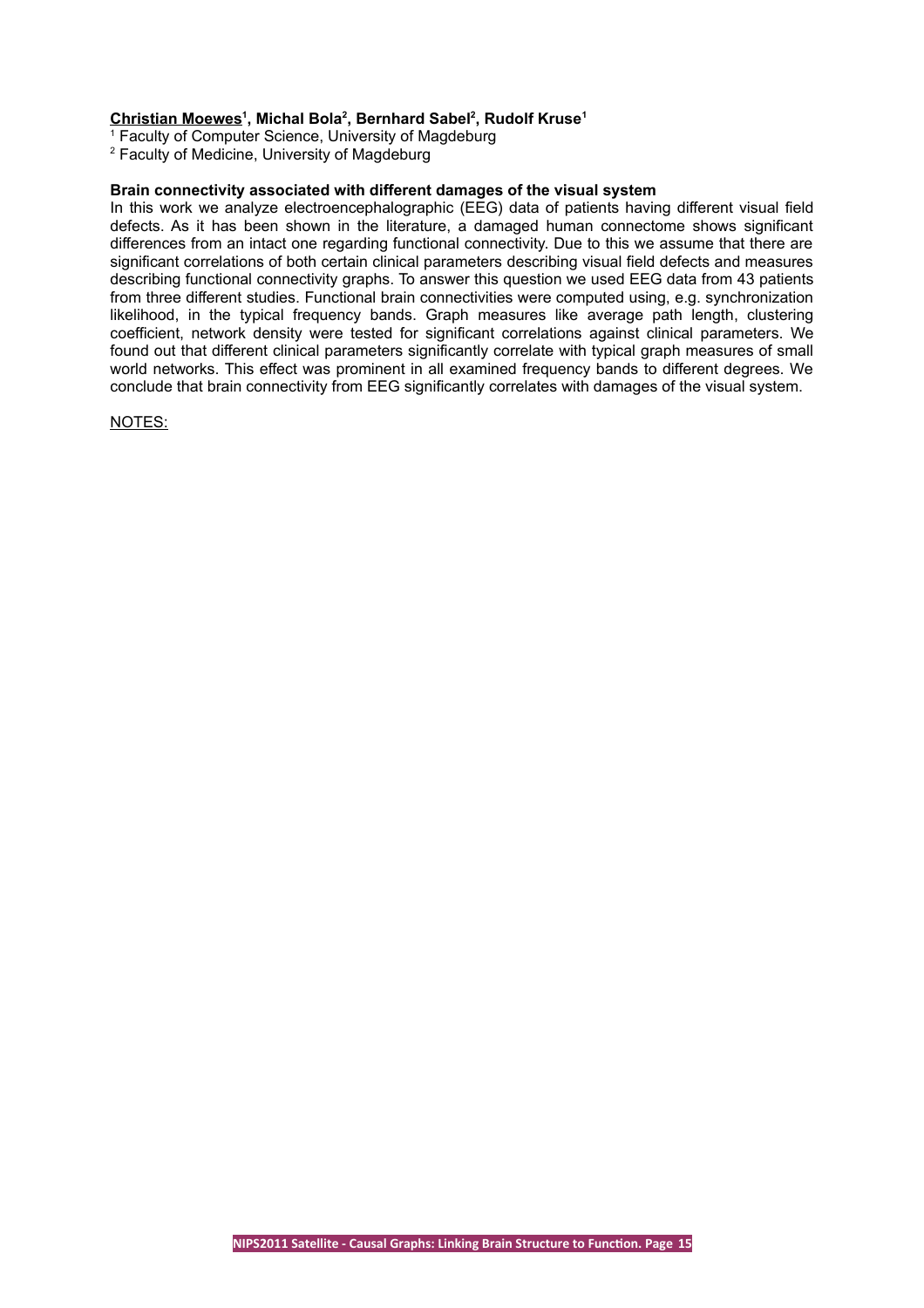**<u>Christian Moewes</u>[1], Michal Bola[2], Bernhard Sabel[2], Rudolf Kruse[1]**

[1] Faculty of Computer Science, University of Magdeburg

[2] Faculty of Medicine, University of Magdeburg

**Brain connectivity associated with different damages of the visual system**

In this work we analyze electroencephalographic (EEG) data of patients having different visual field defects. As it has been shown in the literature, a damaged human connectome shows significant differences from an intact one regarding functional connectivity. Due to this we assume that there are significant correlations of both certain clinical parameters describing visual field defects and measures describing functional connectivity graphs. To answer this question we used EEG data from 43 patients from three different studies. Functional brain connectivities were computed using, e.g. synchronization likelihood, in the typical frequency bands. Graph measures like average path length, clustering coefficient, network density were tested for significant correlations against clinical parameters. We found out that different clinical parameters significantly correlate with typical graph measures of small world networks. This effect was prominent in all examined frequency bands to different degrees. We conclude that brain connectivity from EEG significantly correlates with damages of the visual system.

<u>NOTES:</u>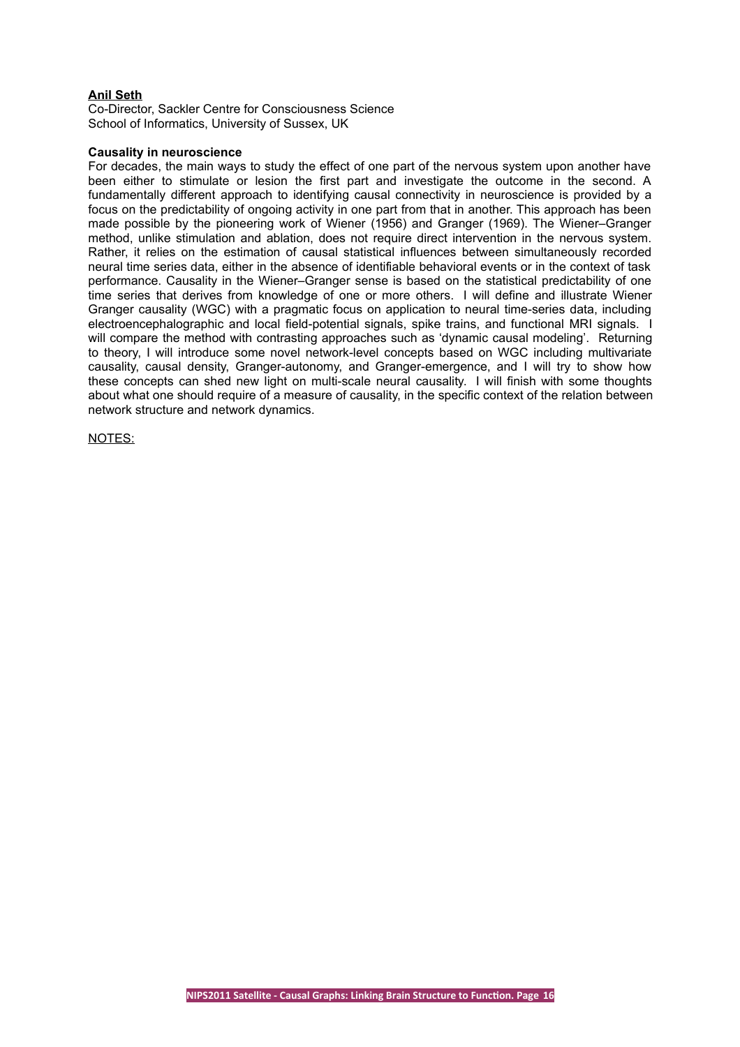**<u>Anil Seth</u>**

Co-Director, Sackler Centre for Consciousness Science
School of Informatics, University of Sussex, UK

**Causality in neuroscience**

For decades, the main ways to study the effect of one part of the nervous system upon another have been either to stimulate or lesion the first part and investigate the outcome in the second. A fundamentally different approach to identifying causal connectivity in neuroscience is provided by a focus on the predictability of ongoing activity in one part from that in another. This approach has been made possible by the pioneering work of Wiener (1956) and Granger (1969). The Wiener–Granger method, unlike stimulation and ablation, does not require direct intervention in the nervous system. Rather, it relies on the estimation of causal statistical influences between simultaneously recorded neural time series data, either in the absence of identifiable behavioral events or in the context of task performance. Causality in the Wiener–Granger sense is based on the statistical predictability of one time series that derives from knowledge of one or more others. I will define and illustrate Wiener Granger causality (WGC) with a pragmatic focus on application to neural time-series data, including electroencephalographic and local field-potential signals, spike trains, and functional MRI signals. I will compare the method with contrasting approaches such as 'dynamic causal modeling'. Returning to theory, I will introduce some novel network-level concepts based on WGC including multivariate causality, causal density, Granger-autonomy, and Granger-emergence, and I will try to show how these concepts can shed new light on multi-scale neural causality. I will finish with some thoughts about what one should require of a measure of causality, in the specific context of the relation between network structure and network dynamics.

<u>NOTES:</u>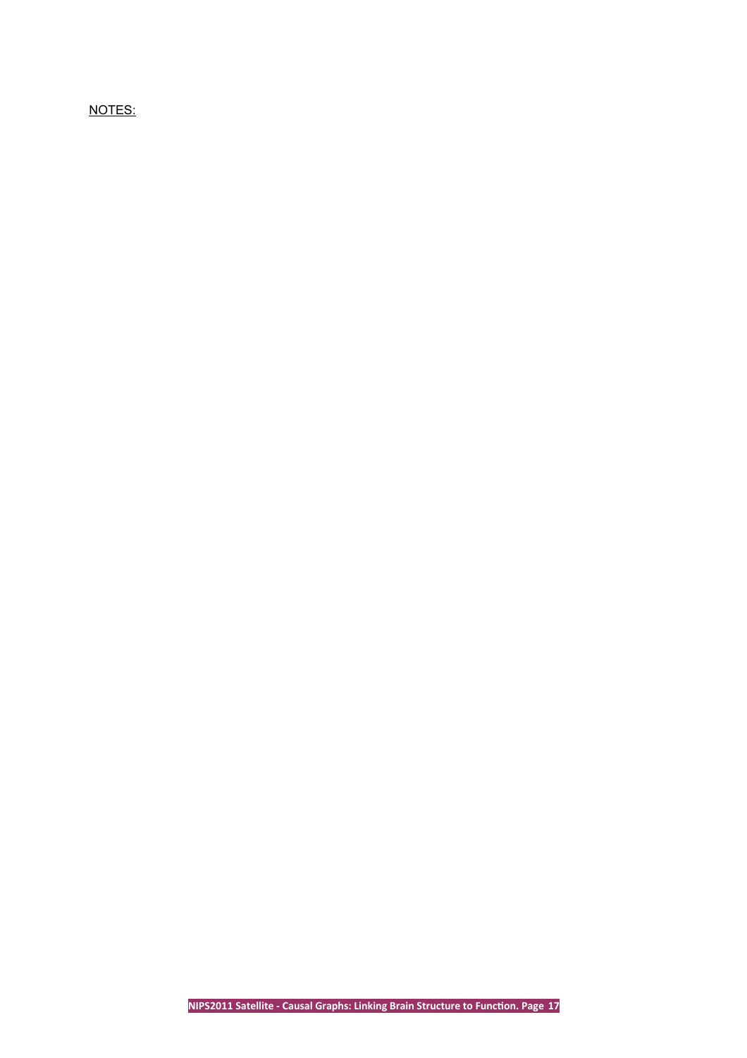NOTES: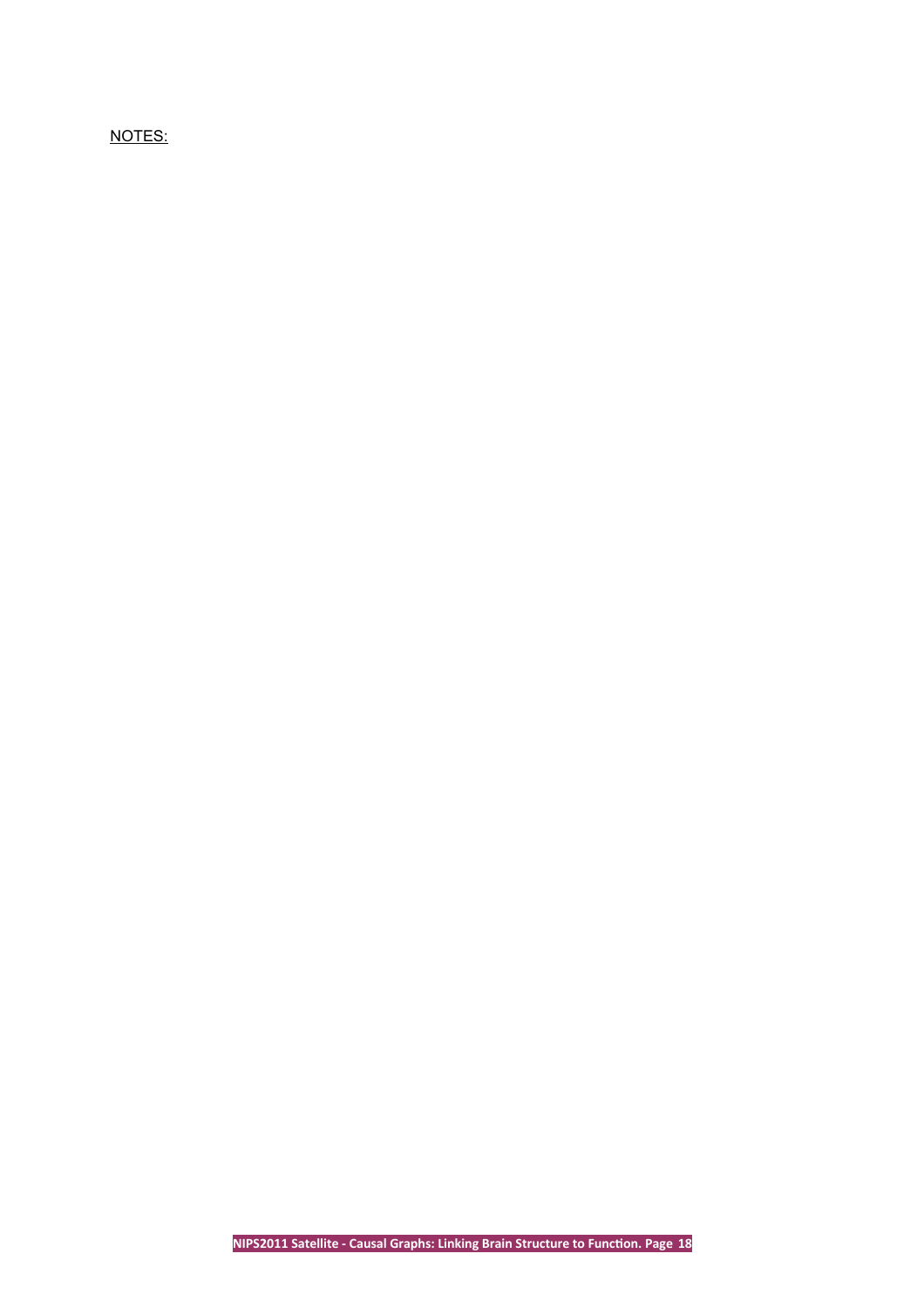NOTES: